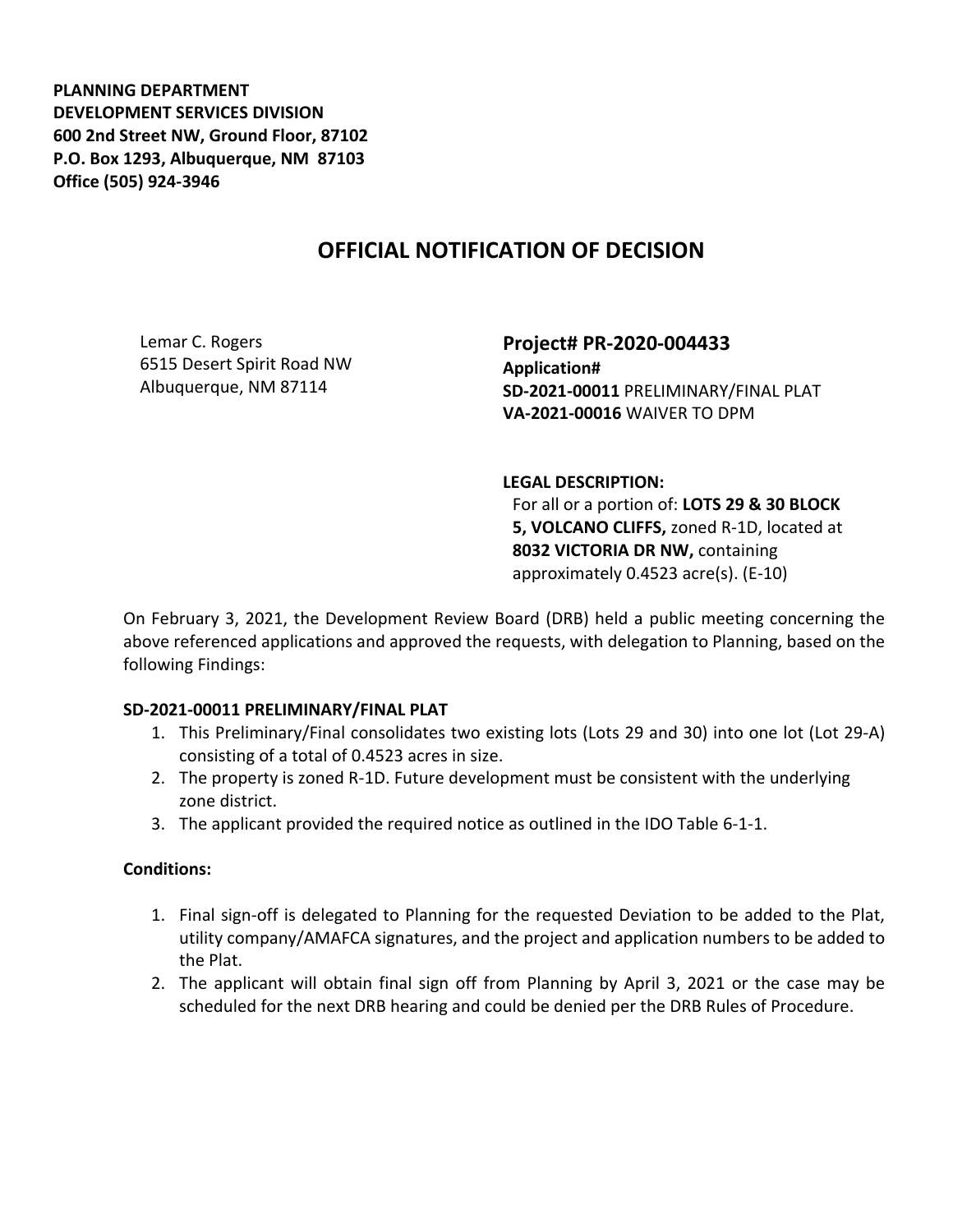**PLANNING DEPARTMENT**
**DEVELOPMENT SERVICES DIVISION**
**600 2nd Street NW, Ground Floor, 87102**
**P.O. Box 1293, Albuquerque, NM 87103**
**Office (505) 924-3946**

# OFFICIAL NOTIFICATION OF DECISION

Lemar C. Rogers
6515 Desert Spirit Road NW
Albuquerque, NM 87114

## Project# PR-2020-004433

**Application#**
**SD-2021-00011** PRELIMINARY/FINAL PLAT
**VA-2021-00016** WAIVER TO DPM

**LEGAL DESCRIPTION:**
For all or a portion of: **LOTS 29 & 30 BLOCK 5, VOLCANO CLIFFS,** zoned R-1D, located at **8032 VICTORIA DR NW,** containing approximately 0.4523 acre(s). (E-10)

On February 3, 2021, the Development Review Board (DRB) held a public meeting concerning the above referenced applications and approved the requests, with delegation to Planning, based on the following Findings:

**SD-2021-00011 PRELIMINARY/FINAL PLAT**

1. This Preliminary/Final consolidates two existing lots (Lots 29 and 30) into one lot (Lot 29-A) consisting of a total of 0.4523 acres in size.
2. The property is zoned R-1D. Future development must be consistent with the underlying zone district.
3. The applicant provided the required notice as outlined in the IDO Table 6-1-1.

**Conditions:**

1. Final sign-off is delegated to Planning for the requested Deviation to be added to the Plat, utility company/AMAFCA signatures, and the project and application numbers to be added to the Plat.
2. The applicant will obtain final sign off from Planning by April 3, 2021 or the case may be scheduled for the next DRB hearing and could be denied per the DRB Rules of Procedure.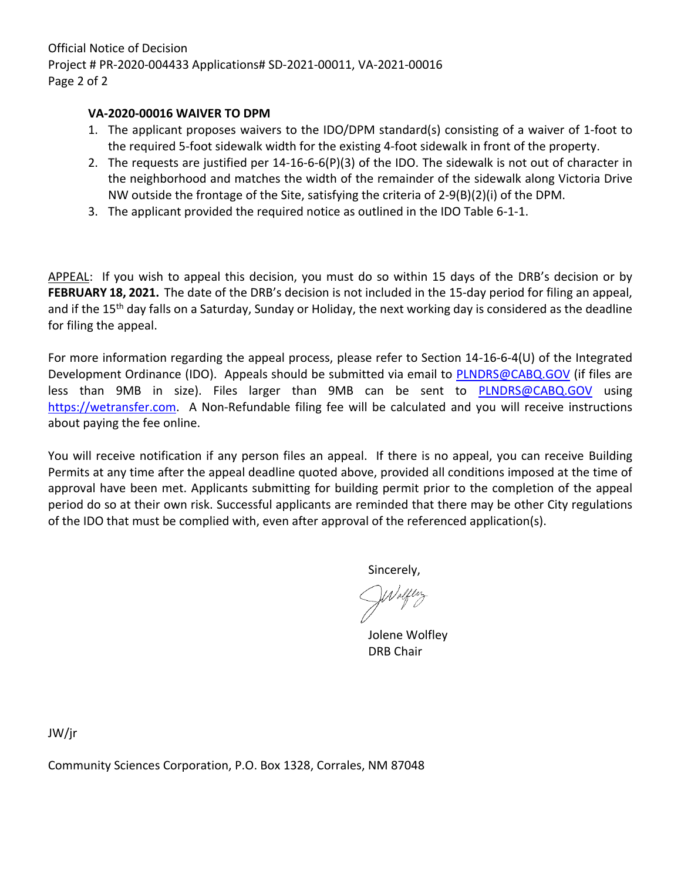**VA-2020-00016 WAIVER TO DPM**

1. The applicant proposes waivers to the IDO/DPM standard(s) consisting of a waiver of 1-foot to the required 5-foot sidewalk width for the existing 4-foot sidewalk in front of the property.
2. The requests are justified per 14-16-6-6(P)(3) of the IDO. The sidewalk is not out of character in the neighborhood and matches the width of the remainder of the sidewalk along Victoria Drive NW outside the frontage of the Site, satisfying the criteria of 2-9(B)(2)(i) of the DPM.
3. The applicant provided the required notice as outlined in the IDO Table 6-1-1.

APPEAL: If you wish to appeal this decision, you must do so within 15 days of the DRB's decision or by **FEBRUARY 18, 2021.** The date of the DRB's decision is not included in the 15-day period for filing an appeal, and if the 15th day falls on a Saturday, Sunday or Holiday, the next working day is considered as the deadline for filing the appeal.

For more information regarding the appeal process, please refer to Section 14-16-6-4(U) of the Integrated Development Ordinance (IDO). Appeals should be submitted via email to PLNDRS@CABQ.GOV (if files are less than 9MB in size). Files larger than 9MB can be sent to PLNDRS@CABQ.GOV using https://wetransfer.com. A Non-Refundable filing fee will be calculated and you will receive instructions about paying the fee online.

You will receive notification if any person files an appeal. If there is no appeal, you can receive Building Permits at any time after the appeal deadline quoted above, provided all conditions imposed at the time of approval have been met. Applicants submitting for building permit prior to the completion of the appeal period do so at their own risk. Successful applicants are reminded that there may be other City regulations of the IDO that must be complied with, even after approval of the referenced application(s).

Sincerely,

Jolene Wolfley
DRB Chair

JW/jr

Community Sciences Corporation, P.O. Box 1328, Corrales, NM 87048